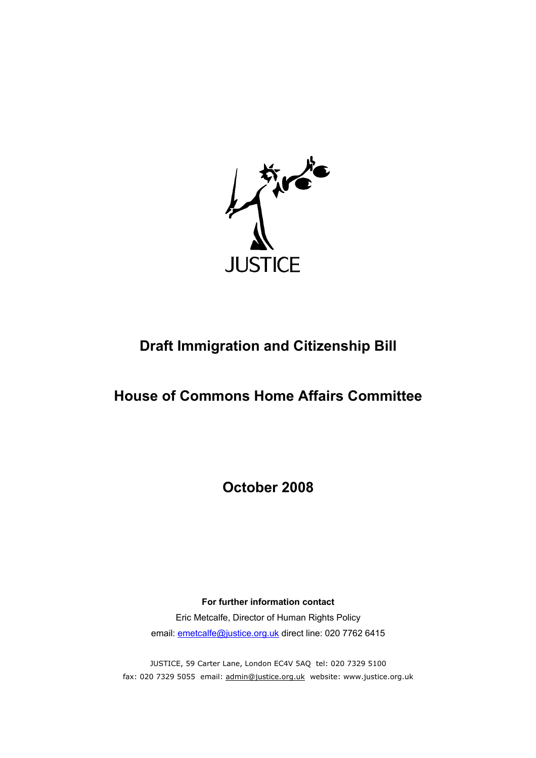JUSTICE

# Draft Immigration and Citizenship Bill

## House of Commons Home Affairs Committee

**October 2008**

**For further information contact**

Eric Metcalfe, Director of Human Rights Policy

email: emetcalfe@justice.org.uk direct line: 020 7762 6415

JUSTICE, 59 Carter Lane, London EC4V 5AQ tel: 020 7329 5100
fax: 020 7329 5055 email: admin@justice.org.uk website: www.justice.org.uk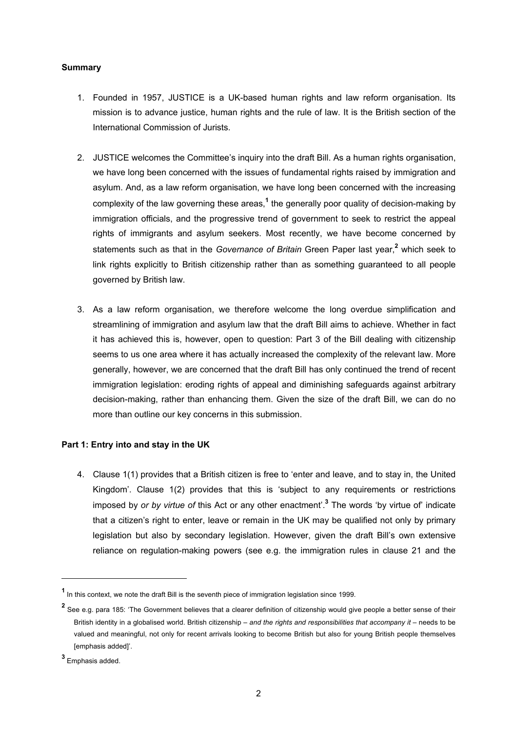**Summary**

1. Founded in 1957, JUSTICE is a UK-based human rights and law reform organisation. Its mission is to advance justice, human rights and the rule of law. It is the British section of the International Commission of Jurists.

2. JUSTICE welcomes the Committee's inquiry into the draft Bill. As a human rights organisation, we have long been concerned with the issues of fundamental rights raised by immigration and asylum. And, as a law reform organisation, we have long been concerned with the increasing complexity of the law governing these areas,[1] the generally poor quality of decision-making by immigration officials, and the progressive trend of government to seek to restrict the appeal rights of immigrants and asylum seekers. Most recently, we have become concerned by statements such as that in the *Governance of Britain* Green Paper last year,[2] which seek to link rights explicitly to British citizenship rather than as something guaranteed to all people governed by British law.

3. As a law reform organisation, we therefore welcome the long overdue simplification and streamlining of immigration and asylum law that the draft Bill aims to achieve. Whether in fact it has achieved this is, however, open to question: Part 3 of the Bill dealing with citizenship seems to us one area where it has actually increased the complexity of the relevant law. More generally, however, we are concerned that the draft Bill has only continued the trend of recent immigration legislation: eroding rights of appeal and diminishing safeguards against arbitrary decision-making, rather than enhancing them. Given the size of the draft Bill, we can do no more than outline our key concerns in this submission.

**Part 1: Entry into and stay in the UK**

4. Clause 1(1) provides that a British citizen is free to 'enter and leave, and to stay in, the United Kingdom'. Clause 1(2) provides that this is 'subject to any requirements or restrictions imposed by *or by virtue of* this Act or any other enactment'.[3] The words 'by virtue of' indicate that a citizen's right to enter, leave or remain in the UK may be qualified not only by primary legislation but also by secondary legislation. However, given the draft Bill's own extensive reliance on regulation-making powers (see e.g. the immigration rules in clause 21 and the

---

[1] In this context, we note the draft Bill is the seventh piece of immigration legislation since 1999.

[2] See e.g. para 185: 'The Government believes that a clearer definition of citizenship would give people a better sense of their British identity in a globalised world. British citizenship – *and the rights and responsibilities that accompany it* – needs to be valued and meaningful, not only for recent arrivals looking to become British but also for young British people themselves [emphasis added]'.

[3] Emphasis added.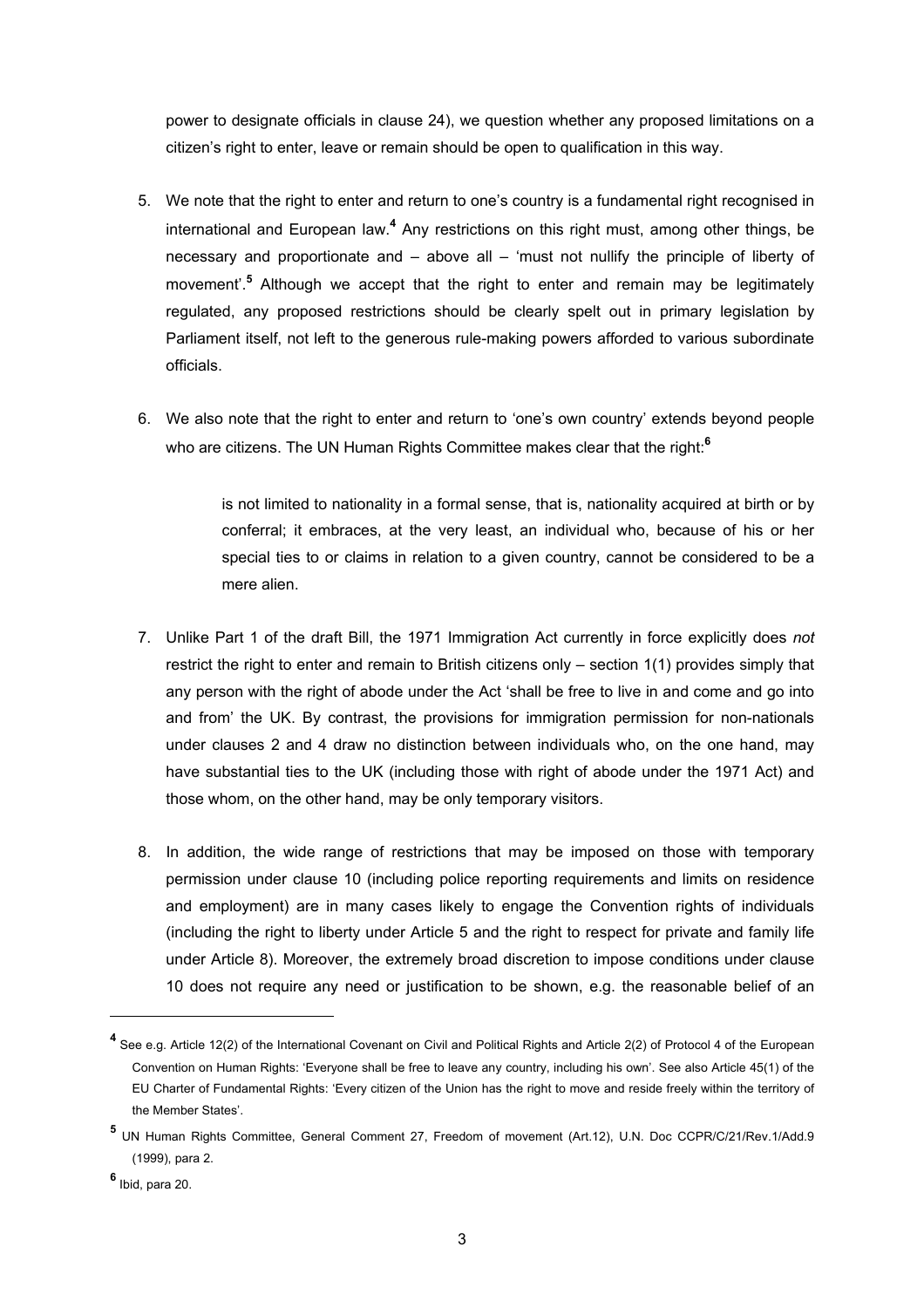power to designate officials in clause 24), we question whether any proposed limitations on a citizen's right to enter, leave or remain should be open to qualification in this way.

5. We note that the right to enter and return to one's country is a fundamental right recognised in international and European law.[4] Any restrictions on this right must, among other things, be necessary and proportionate and – above all – 'must not nullify the principle of liberty of movement'.[5] Although we accept that the right to enter and remain may be legitimately regulated, any proposed restrictions should be clearly spelt out in primary legislation by Parliament itself, not left to the generous rule-making powers afforded to various subordinate officials.

6. We also note that the right to enter and return to 'one's own country' extends beyond people who are citizens. The UN Human Rights Committee makes clear that the right:[6]

> is not limited to nationality in a formal sense, that is, nationality acquired at birth or by conferral; it embraces, at the very least, an individual who, because of his or her special ties to or claims in relation to a given country, cannot be considered to be a mere alien.

7. Unlike Part 1 of the draft Bill, the 1971 Immigration Act currently in force explicitly does *not* restrict the right to enter and remain to British citizens only – section 1(1) provides simply that any person with the right of abode under the Act 'shall be free to live in and come and go into and from' the UK. By contrast, the provisions for immigration permission for non-nationals under clauses 2 and 4 draw no distinction between individuals who, on the one hand, may have substantial ties to the UK (including those with right of abode under the 1971 Act) and those whom, on the other hand, may be only temporary visitors.

8. In addition, the wide range of restrictions that may be imposed on those with temporary permission under clause 10 (including police reporting requirements and limits on residence and employment) are in many cases likely to engage the Convention rights of individuals (including the right to liberty under Article 5 and the right to respect for private and family life under Article 8). Moreover, the extremely broad discretion to impose conditions under clause 10 does not require any need or justification to be shown, e.g. the reasonable belief of an

---

[4] See e.g. Article 12(2) of the International Covenant on Civil and Political Rights and Article 2(2) of Protocol 4 of the European Convention on Human Rights: 'Everyone shall be free to leave any country, including his own'. See also Article 45(1) of the EU Charter of Fundamental Rights: 'Every citizen of the Union has the right to move and reside freely within the territory of the Member States'.

[5] UN Human Rights Committee, General Comment 27, Freedom of movement (Art.12), U.N. Doc CCPR/C/21/Rev.1/Add.9 (1999), para 2.

[6] Ibid, para 20.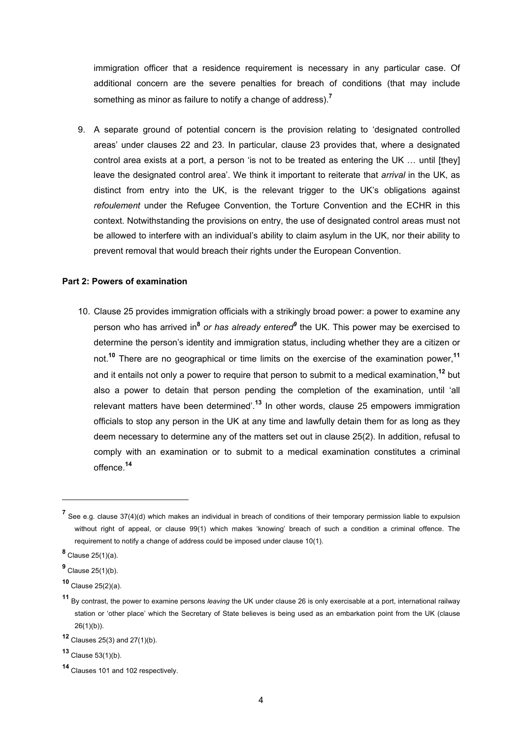immigration officer that a residence requirement is necessary in any particular case. Of additional concern are the severe penalties for breach of conditions (that may include something as minor as failure to notify a change of address).[7]

9. A separate ground of potential concern is the provision relating to 'designated controlled areas' under clauses 22 and 23. In particular, clause 23 provides that, where a designated control area exists at a port, a person 'is not to be treated as entering the UK … until [they] leave the designated control area'. We think it important to reiterate that *arrival* in the UK, as distinct from entry into the UK, is the relevant trigger to the UK's obligations against *refoulement* under the Refugee Convention, the Torture Convention and the ECHR in this context. Notwithstanding the provisions on entry, the use of designated control areas must not be allowed to interfere with an individual's ability to claim asylum in the UK, nor their ability to prevent removal that would breach their rights under the European Convention.

**Part 2: Powers of examination**

10. Clause 25 provides immigration officials with a strikingly broad power: a power to examine any person who has arrived in[8] *or has already entered*[9] the UK. This power may be exercised to determine the person's identity and immigration status, including whether they are a citizen or not.[10] There are no geographical or time limits on the exercise of the examination power,[11] and it entails not only a power to require that person to submit to a medical examination,[12] but also a power to detain that person pending the completion of the examination, until 'all relevant matters have been determined'.[13] In other words, clause 25 empowers immigration officials to stop any person in the UK at any time and lawfully detain them for as long as they deem necessary to determine any of the matters set out in clause 25(2). In addition, refusal to comply with an examination or to submit to a medical examination constitutes a criminal offence.[14]

---

[7] See e.g. clause 37(4)(d) which makes an individual in breach of conditions of their temporary permission liable to expulsion without right of appeal, or clause 99(1) which makes 'knowing' breach of such a condition a criminal offence. The requirement to notify a change of address could be imposed under clause 10(1).

[8] Clause 25(1)(a).

[9] Clause 25(1)(b).

[10] Clause 25(2)(a).

[11] By contrast, the power to examine persons *leaving* the UK under clause 26 is only exercisable at a port, international railway station or 'other place' which the Secretary of State believes is being used as an embarkation point from the UK (clause 26(1)(b)).

[12] Clauses 25(3) and 27(1)(b).

[13] Clause 53(1)(b).

[14] Clauses 101 and 102 respectively.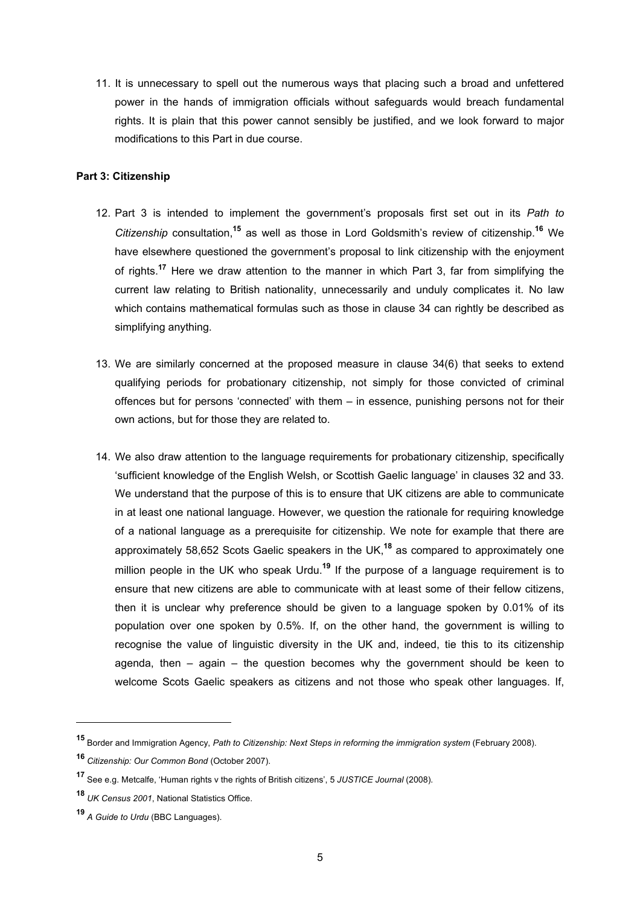11. It is unnecessary to spell out the numerous ways that placing such a broad and unfettered power in the hands of immigration officials without safeguards would breach fundamental rights. It is plain that this power cannot sensibly be justified, and we look forward to major modifications to this Part in due course.

**Part 3: Citizenship**

12. Part 3 is intended to implement the government's proposals first set out in its *Path to Citizenship* consultation,[15] as well as those in Lord Goldsmith's review of citizenship.[16] We have elsewhere questioned the government's proposal to link citizenship with the enjoyment of rights.[17] Here we draw attention to the manner in which Part 3, far from simplifying the current law relating to British nationality, unnecessarily and unduly complicates it. No law which contains mathematical formulas such as those in clause 34 can rightly be described as simplifying anything.

13. We are similarly concerned at the proposed measure in clause 34(6) that seeks to extend qualifying periods for probationary citizenship, not simply for those convicted of criminal offences but for persons 'connected' with them – in essence, punishing persons not for their own actions, but for those they are related to.

14. We also draw attention to the language requirements for probationary citizenship, specifically 'sufficient knowledge of the English Welsh, or Scottish Gaelic language' in clauses 32 and 33. We understand that the purpose of this is to ensure that UK citizens are able to communicate in at least one national language. However, we question the rationale for requiring knowledge of a national language as a prerequisite for citizenship. We note for example that there are approximately 58,652 Scots Gaelic speakers in the UK,[18] as compared to approximately one million people in the UK who speak Urdu.[19] If the purpose of a language requirement is to ensure that new citizens are able to communicate with at least some of their fellow citizens, then it is unclear why preference should be given to a language spoken by 0.01% of its population over one spoken by 0.5%. If, on the other hand, the government is willing to recognise the value of linguistic diversity in the UK and, indeed, tie this to its citizenship agenda, then – again – the question becomes why the government should be keen to welcome Scots Gaelic speakers as citizens and not those who speak other languages. If,

---

[15] Border and Immigration Agency, *Path to Citizenship: Next Steps in reforming the immigration system* (February 2008).

[16] *Citizenship: Our Common Bond* (October 2007).

[17] See e.g. Metcalfe, 'Human rights v the rights of British citizens', 5 *JUSTICE Journal* (2008).

[18] *UK Census 2001*, National Statistics Office.

[19] *A Guide to Urdu* (BBC Languages).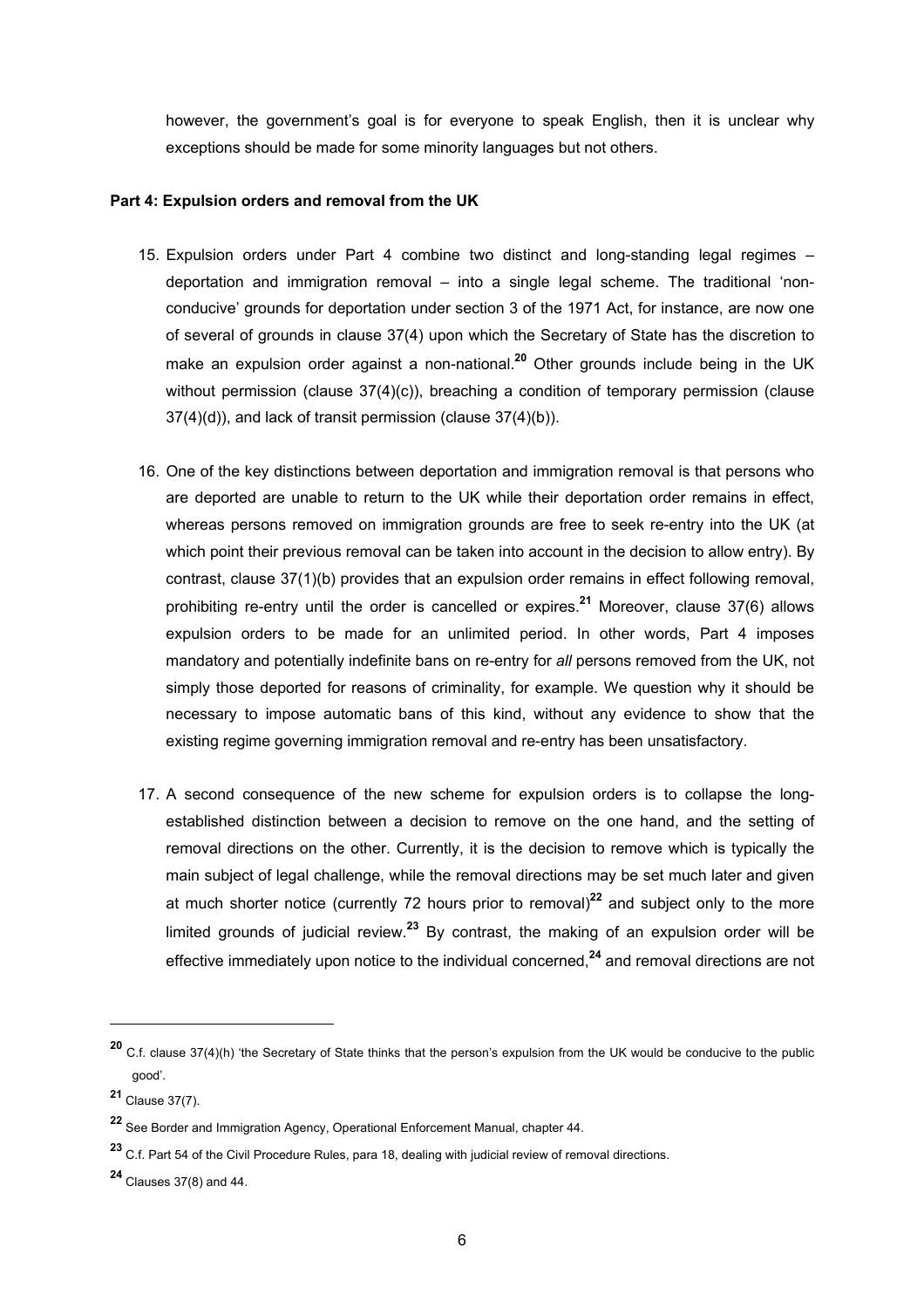however, the government's goal is for everyone to speak English, then it is unclear why exceptions should be made for some minority languages but not others.

**Part 4: Expulsion orders and removal from the UK**

15. Expulsion orders under Part 4 combine two distinct and long-standing legal regimes – deportation and immigration removal – into a single legal scheme. The traditional 'non-conducive' grounds for deportation under section 3 of the 1971 Act, for instance, are now one of several of grounds in clause 37(4) upon which the Secretary of State has the discretion to make an expulsion order against a non-national.[20] Other grounds include being in the UK without permission (clause 37(4)(c)), breaching a condition of temporary permission (clause 37(4)(d)), and lack of transit permission (clause 37(4)(b)).

16. One of the key distinctions between deportation and immigration removal is that persons who are deported are unable to return to the UK while their deportation order remains in effect, whereas persons removed on immigration grounds are free to seek re-entry into the UK (at which point their previous removal can be taken into account in the decision to allow entry). By contrast, clause 37(1)(b) provides that an expulsion order remains in effect following removal, prohibiting re-entry until the order is cancelled or expires.[21] Moreover, clause 37(6) allows expulsion orders to be made for an unlimited period. In other words, Part 4 imposes mandatory and potentially indefinite bans on re-entry for *all* persons removed from the UK, not simply those deported for reasons of criminality, for example. We question why it should be necessary to impose automatic bans of this kind, without any evidence to show that the existing regime governing immigration removal and re-entry has been unsatisfactory.

17. A second consequence of the new scheme for expulsion orders is to collapse the long-established distinction between a decision to remove on the one hand, and the setting of removal directions on the other. Currently, it is the decision to remove which is typically the main subject of legal challenge, while the removal directions may be set much later and given at much shorter notice (currently 72 hours prior to removal)[22] and subject only to the more limited grounds of judicial review.[23] By contrast, the making of an expulsion order will be effective immediately upon notice to the individual concerned,[24] and removal directions are not

---

[20] C.f. clause 37(4)(h) 'the Secretary of State thinks that the person's expulsion from the UK would be conducive to the public good'.

[21] Clause 37(7).

[22] See Border and Immigration Agency, Operational Enforcement Manual, chapter 44.

[23] C.f. Part 54 of the Civil Procedure Rules, para 18, dealing with judicial review of removal directions.

[24] Clauses 37(8) and 44.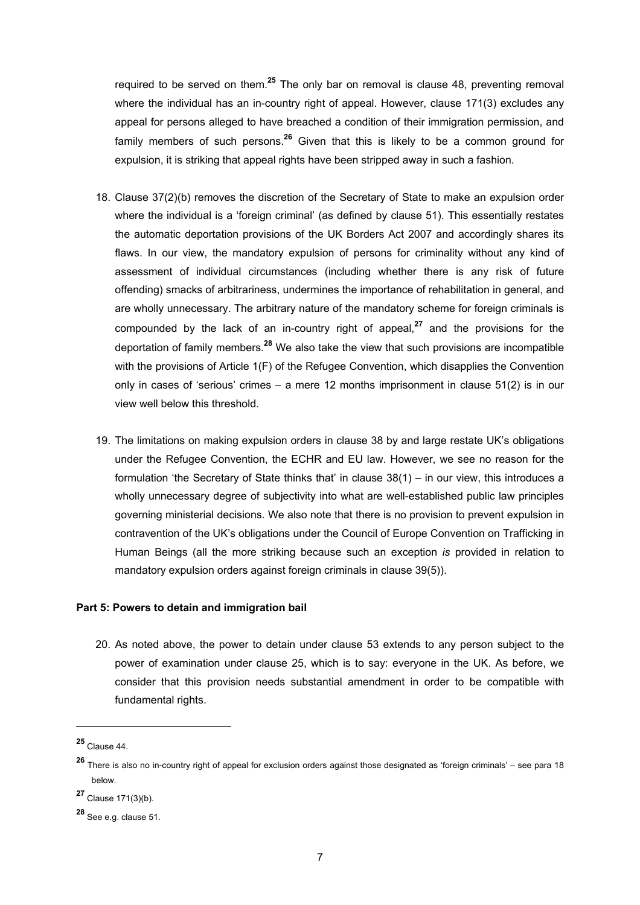required to be served on them.[25] The only bar on removal is clause 48, preventing removal where the individual has an in-country right of appeal. However, clause 171(3) excludes any appeal for persons alleged to have breached a condition of their immigration permission, and family members of such persons.[26] Given that this is likely to be a common ground for expulsion, it is striking that appeal rights have been stripped away in such a fashion.

18. Clause 37(2)(b) removes the discretion of the Secretary of State to make an expulsion order where the individual is a 'foreign criminal' (as defined by clause 51). This essentially restates the automatic deportation provisions of the UK Borders Act 2007 and accordingly shares its flaws. In our view, the mandatory expulsion of persons for criminality without any kind of assessment of individual circumstances (including whether there is any risk of future offending) smacks of arbitrariness, undermines the importance of rehabilitation in general, and are wholly unnecessary. The arbitrary nature of the mandatory scheme for foreign criminals is compounded by the lack of an in-country right of appeal,[27] and the provisions for the deportation of family members.[28] We also take the view that such provisions are incompatible with the provisions of Article 1(F) of the Refugee Convention, which disapplies the Convention only in cases of 'serious' crimes – a mere 12 months imprisonment in clause 51(2) is in our view well below this threshold.

19. The limitations on making expulsion orders in clause 38 by and large restate UK's obligations under the Refugee Convention, the ECHR and EU law. However, we see no reason for the formulation 'the Secretary of State thinks that' in clause 38(1) – in our view, this introduces a wholly unnecessary degree of subjectivity into what are well-established public law principles governing ministerial decisions. We also note that there is no provision to prevent expulsion in contravention of the UK's obligations under the Council of Europe Convention on Trafficking in Human Beings (all the more striking because such an exception *is* provided in relation to mandatory expulsion orders against foreign criminals in clause 39(5)).

**Part 5: Powers to detain and immigration bail**

20. As noted above, the power to detain under clause 53 extends to any person subject to the power of examination under clause 25, which is to say: everyone in the UK. As before, we consider that this provision needs substantial amendment in order to be compatible with fundamental rights.

---

[25] Clause 44.

[26] There is also no in-country right of appeal for exclusion orders against those designated as 'foreign criminals' – see para 18 below.

[27] Clause 171(3)(b).

[28] See e.g. clause 51.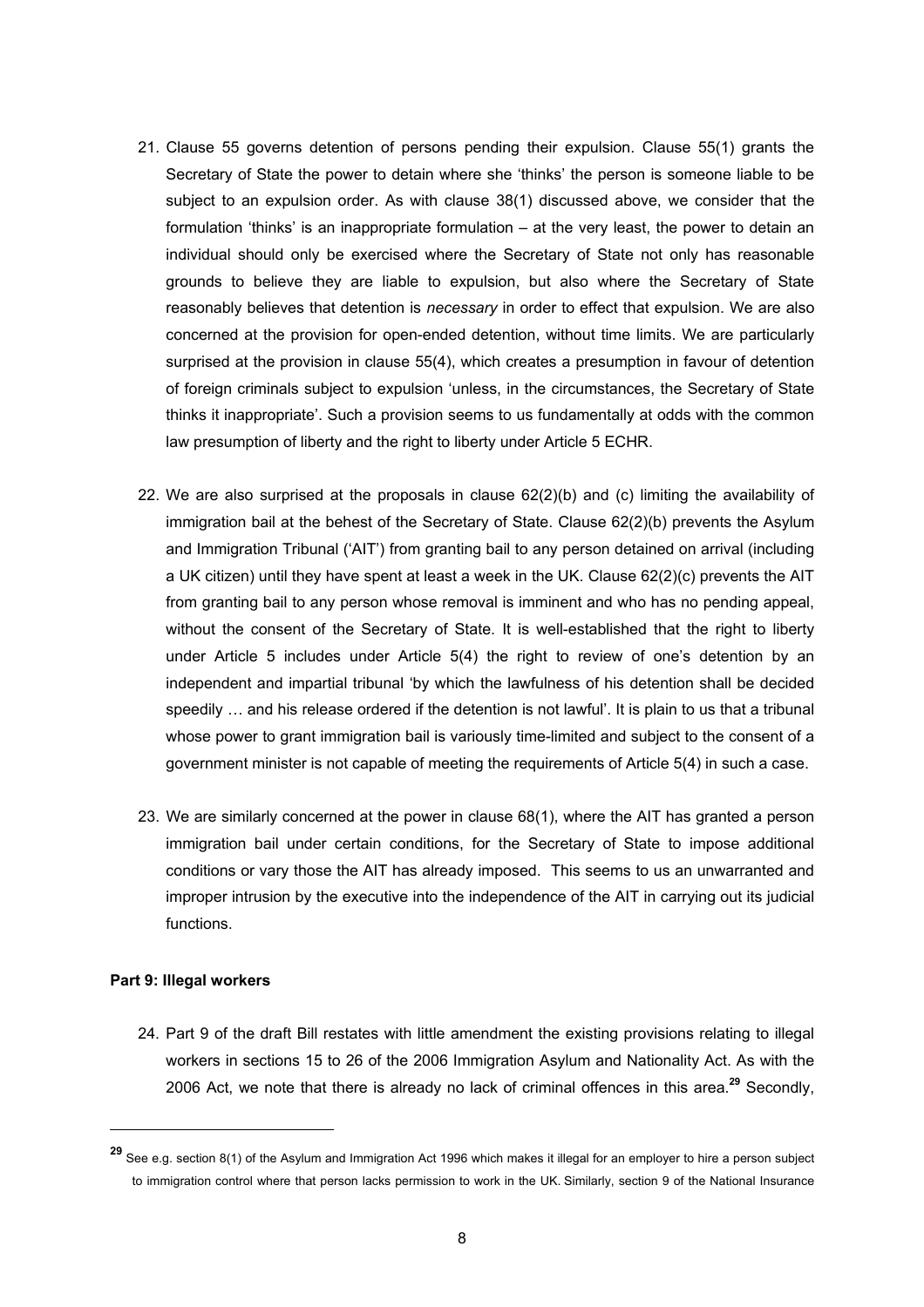21. Clause 55 governs detention of persons pending their expulsion. Clause 55(1) grants the Secretary of State the power to detain where she 'thinks' the person is someone liable to be subject to an expulsion order. As with clause 38(1) discussed above, we consider that the formulation 'thinks' is an inappropriate formulation – at the very least, the power to detain an individual should only be exercised where the Secretary of State not only has reasonable grounds to believe they are liable to expulsion, but also where the Secretary of State reasonably believes that detention is *necessary* in order to effect that expulsion. We are also concerned at the provision for open-ended detention, without time limits. We are particularly surprised at the provision in clause 55(4), which creates a presumption in favour of detention of foreign criminals subject to expulsion 'unless, in the circumstances, the Secretary of State thinks it inappropriate'. Such a provision seems to us fundamentally at odds with the common law presumption of liberty and the right to liberty under Article 5 ECHR.

22. We are also surprised at the proposals in clause 62(2)(b) and (c) limiting the availability of immigration bail at the behest of the Secretary of State. Clause 62(2)(b) prevents the Asylum and Immigration Tribunal ('AIT') from granting bail to any person detained on arrival (including a UK citizen) until they have spent at least a week in the UK. Clause 62(2)(c) prevents the AIT from granting bail to any person whose removal is imminent and who has no pending appeal, without the consent of the Secretary of State. It is well-established that the right to liberty under Article 5 includes under Article 5(4) the right to review of one's detention by an independent and impartial tribunal 'by which the lawfulness of his detention shall be decided speedily … and his release ordered if the detention is not lawful'. It is plain to us that a tribunal whose power to grant immigration bail is variously time-limited and subject to the consent of a government minister is not capable of meeting the requirements of Article 5(4) in such a case.

23. We are similarly concerned at the power in clause 68(1), where the AIT has granted a person immigration bail under certain conditions, for the Secretary of State to impose additional conditions or vary those the AIT has already imposed. This seems to us an unwarranted and improper intrusion by the executive into the independence of the AIT in carrying out its judicial functions.

**Part 9: Illegal workers**

24. Part 9 of the draft Bill restates with little amendment the existing provisions relating to illegal workers in sections 15 to 26 of the 2006 Immigration Asylum and Nationality Act. As with the 2006 Act, we note that there is already no lack of criminal offences in this area.[29] Secondly,

---

[29] See e.g. section 8(1) of the Asylum and Immigration Act 1996 which makes it illegal for an employer to hire a person subject to immigration control where that person lacks permission to work in the UK. Similarly, section 9 of the National Insurance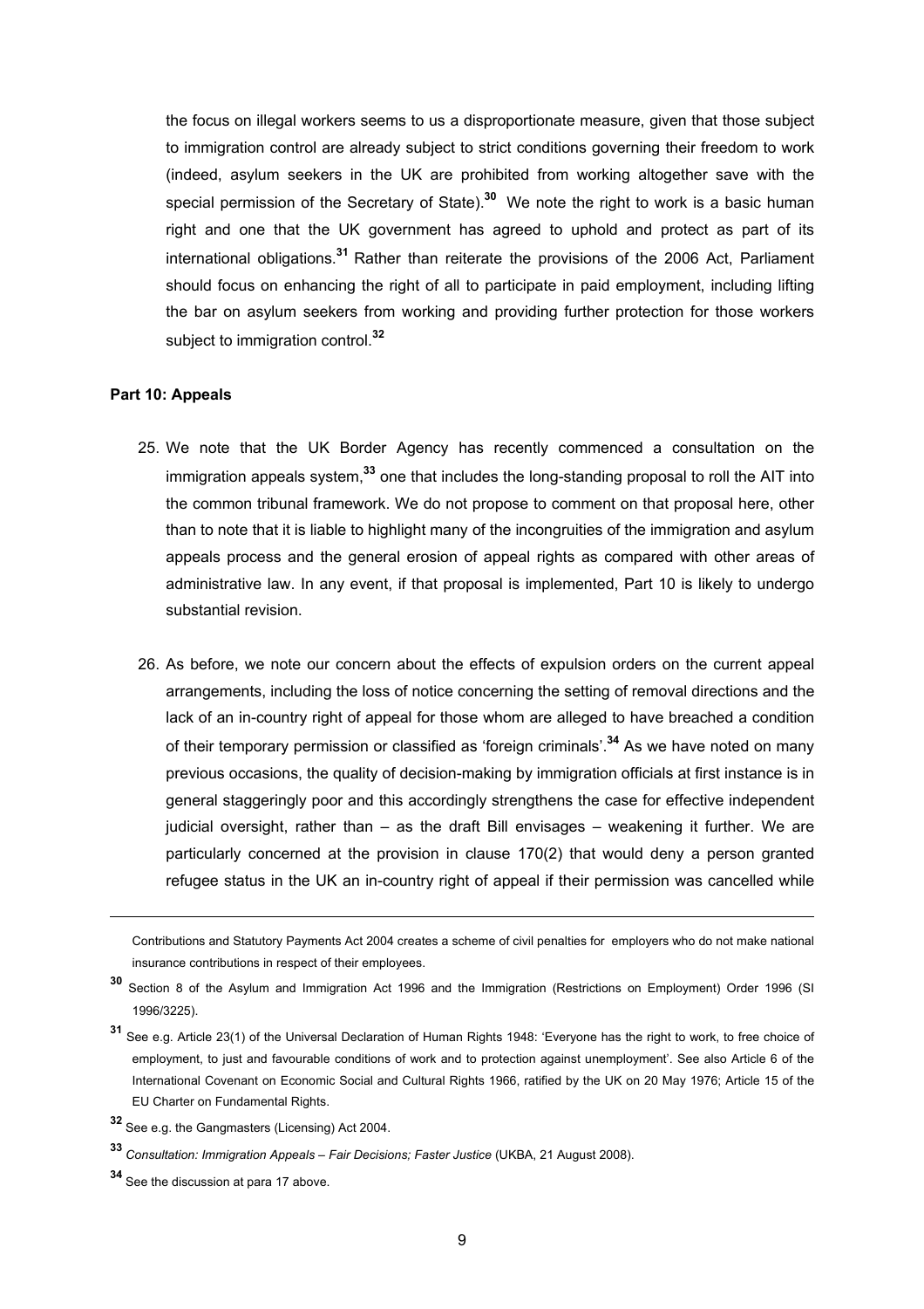the focus on illegal workers seems to us a disproportionate measure, given that those subject to immigration control are already subject to strict conditions governing their freedom to work (indeed, asylum seekers in the UK are prohibited from working altogether save with the special permission of the Secretary of State).[30] We note the right to work is a basic human right and one that the UK government has agreed to uphold and protect as part of its international obligations.[31] Rather than reiterate the provisions of the 2006 Act, Parliament should focus on enhancing the right of all to participate in paid employment, including lifting the bar on asylum seekers from working and providing further protection for those workers subject to immigration control.[32]

**Part 10: Appeals**

25. We note that the UK Border Agency has recently commenced a consultation on the immigration appeals system,[33] one that includes the long-standing proposal to roll the AIT into the common tribunal framework. We do not propose to comment on that proposal here, other than to note that it is liable to highlight many of the incongruities of the immigration and asylum appeals process and the general erosion of appeal rights as compared with other areas of administrative law. In any event, if that proposal is implemented, Part 10 is likely to undergo substantial revision.

26. As before, we note our concern about the effects of expulsion orders on the current appeal arrangements, including the loss of notice concerning the setting of removal directions and the lack of an in-country right of appeal for those whom are alleged to have breached a condition of their temporary permission or classified as 'foreign criminals'.[34] As we have noted on many previous occasions, the quality of decision-making by immigration officials at first instance is in general staggeringly poor and this accordingly strengthens the case for effective independent judicial oversight, rather than – as the draft Bill envisages – weakening it further. We are particularly concerned at the provision in clause 170(2) that would deny a person granted refugee status in the UK an in-country right of appeal if their permission was cancelled while

---

Contributions and Statutory Payments Act 2004 creates a scheme of civil penalties for employers who do not make national insurance contributions in respect of their employees.

[30] Section 8 of the Asylum and Immigration Act 1996 and the Immigration (Restrictions on Employment) Order 1996 (SI 1996/3225).

[31] See e.g. Article 23(1) of the Universal Declaration of Human Rights 1948: 'Everyone has the right to work, to free choice of employment, to just and favourable conditions of work and to protection against unemployment'. See also Article 6 of the International Covenant on Economic Social and Cultural Rights 1966, ratified by the UK on 20 May 1976; Article 15 of the EU Charter on Fundamental Rights.

[32] See e.g. the Gangmasters (Licensing) Act 2004.

[33] *Consultation: Immigration Appeals – Fair Decisions; Faster Justice* (UKBA, 21 August 2008).

[34] See the discussion at para 17 above.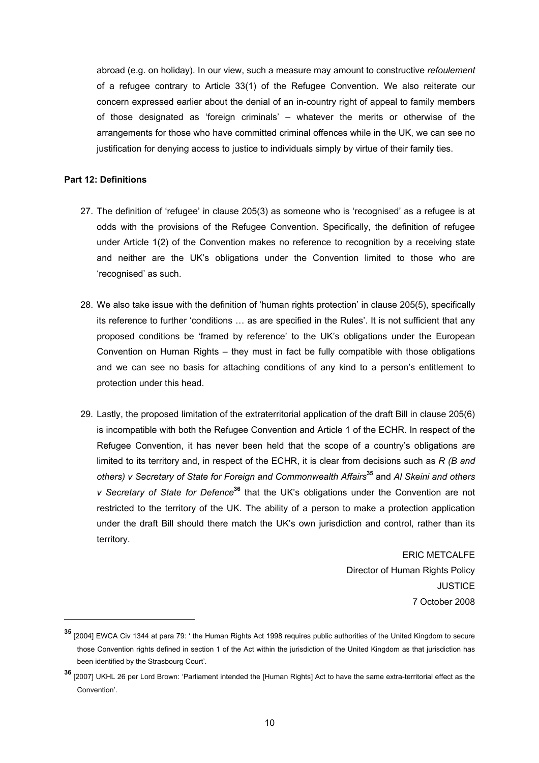abroad (e.g. on holiday). In our view, such a measure may amount to constructive *refoulement* of a refugee contrary to Article 33(1) of the Refugee Convention. We also reiterate our concern expressed earlier about the denial of an in-country right of appeal to family members of those designated as 'foreign criminals' – whatever the merits or otherwise of the arrangements for those who have committed criminal offences while in the UK, we can see no justification for denying access to justice to individuals simply by virtue of their family ties.

**Part 12: Definitions**

27. The definition of 'refugee' in clause 205(3) as someone who is 'recognised' as a refugee is at odds with the provisions of the Refugee Convention. Specifically, the definition of refugee under Article 1(2) of the Convention makes no reference to recognition by a receiving state and neither are the UK's obligations under the Convention limited to those who are 'recognised' as such.

28. We also take issue with the definition of 'human rights protection' in clause 205(5), specifically its reference to further 'conditions … as are specified in the Rules'. It is not sufficient that any proposed conditions be 'framed by reference' to the UK's obligations under the European Convention on Human Rights – they must in fact be fully compatible with those obligations and we can see no basis for attaching conditions of any kind to a person's entitlement to protection under this head.

29. Lastly, the proposed limitation of the extraterritorial application of the draft Bill in clause 205(6) is incompatible with both the Refugee Convention and Article 1 of the ECHR. In respect of the Refugee Convention, it has never been held that the scope of a country's obligations are limited to its territory and, in respect of the ECHR, it is clear from decisions such as *R (B and others) v Secretary of State for Foreign and Commonwealth Affairs*[35] and *Al Skeini and others v Secretary of State for Defence*[36] that the UK's obligations under the Convention are not restricted to the territory of the UK. The ability of a person to make a protection application under the draft Bill should there match the UK's own jurisdiction and control, rather than its territory.

ERIC METCALFE
Director of Human Rights Policy
JUSTICE
7 October 2008

---

[35] [2004] EWCA Civ 1344 at para 79: ' the Human Rights Act 1998 requires public authorities of the United Kingdom to secure those Convention rights defined in section 1 of the Act within the jurisdiction of the United Kingdom as that jurisdiction has been identified by the Strasbourg Court'.

[36] [2007] UKHL 26 per Lord Brown: 'Parliament intended the [Human Rights] Act to have the same extra-territorial effect as the Convention'.